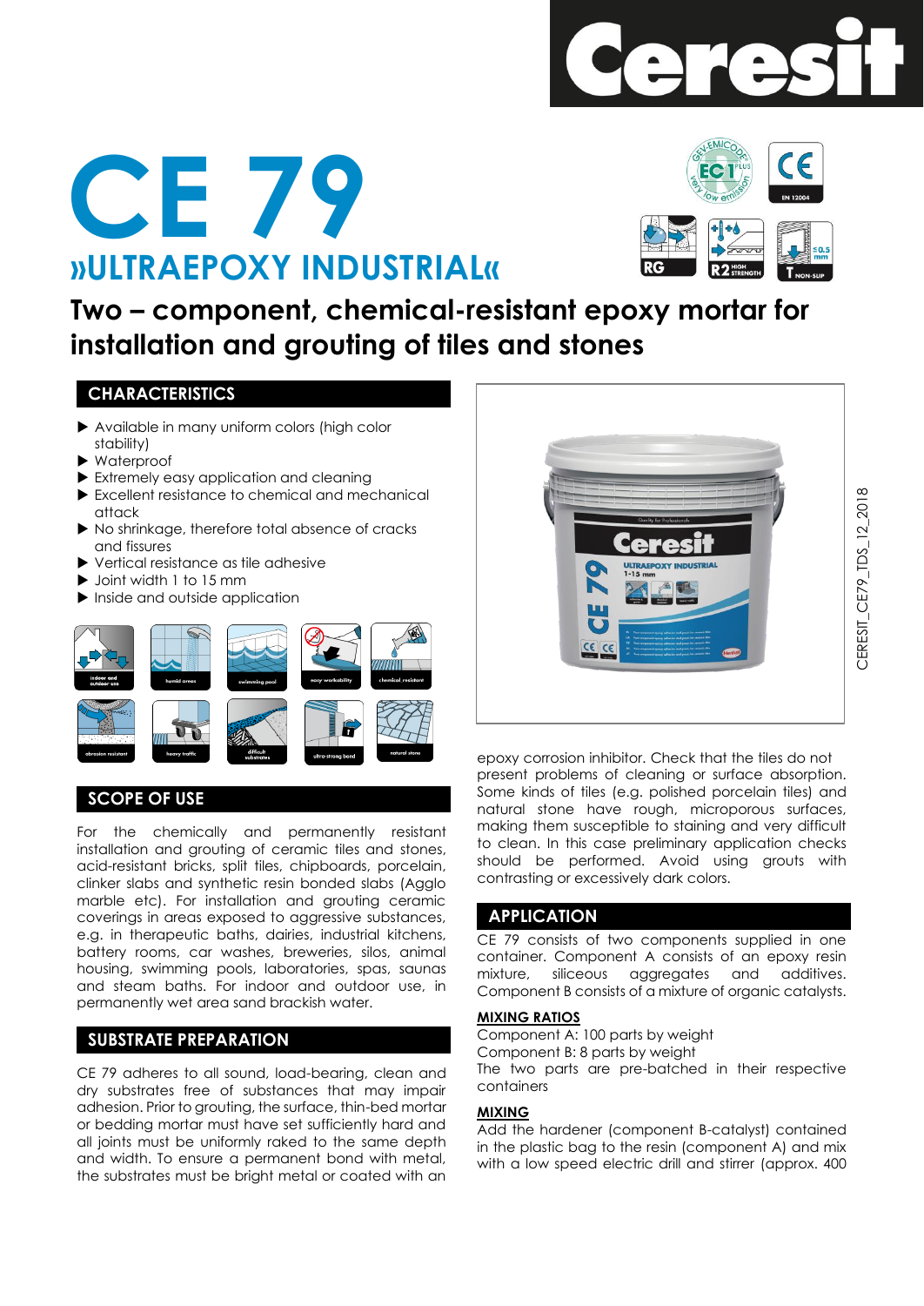# CE 79

## »ULTRAEPOXY INDUSTRIAL«

## Two – component, chemical-resistant epoxy mortar for installation and grouting of tiles and stones

### CHARACTERISTICS

- Available in many uniform colors (high color stability)
- Waterproof
- Extremely easy application and cleaning
- Excellent resistance to chemical and mechanical attack
- No shrinkage, therefore total absence of cracks and fissures
- Vertical resistance as tile adhesive
- Joint width 1 to 15 mm
- Inside and outside application

### SCOPE OF USE

For the chemically and permanently resistant installation and grouting of ceramic tiles and stones, acid-resistant bricks, split tiles, chipboards, porcelain, clinker slabs and synthetic resin bonded slabs (Agglo marble etc). For installation and grouting ceramic coverings in areas exposed to aggressive substances, e.g. in therapeutic baths, dairies, industrial kitchens, battery rooms, car washes, breweries, silos, animal housing, swimming pools, laboratories, spas, saunas and steam baths. For indoor and outdoor use, in permanently wet area sand brackish water.

### SUBSTRATE PREPARATION

CE 79 adheres to all sound, load-bearing, clean and dry substrates free of substances that may impair adhesion. Prior to grouting, the surface, thin-bed mortar or bedding mortar must have set sufficiently hard and all joints must be uniformly raked to the same depth and width. To ensure a permanent bond with metal, the substrates must be bright metal or coated with an epoxy corrosion inhibitor. Check that the tiles do not present problems of cleaning or surface absorption. Some kinds of tiles (e.g. polished porcelain tiles) and natural stone have rough, microporous surfaces, making them susceptible to staining and very difficult to clean. In this case preliminary application checks should be performed. Avoid using grouts with contrasting or excessively dark colors.

### APPLICATION

CE 79 consists of two components supplied in one container. Component A consists of an epoxy resin mixture, siliceous aggregates and additives. Component B consists of a mixture of organic catalysts.

**MIXING RATIOS**

Component A: 100 parts by weight
Component B: 8 parts by weight
The two parts are pre-batched in their respective containers

**MIXING**

Add the hardener (component B-catalyst) contained in the plastic bag to the resin (component A) and mix with a low speed electric drill and stirrer (approx. 400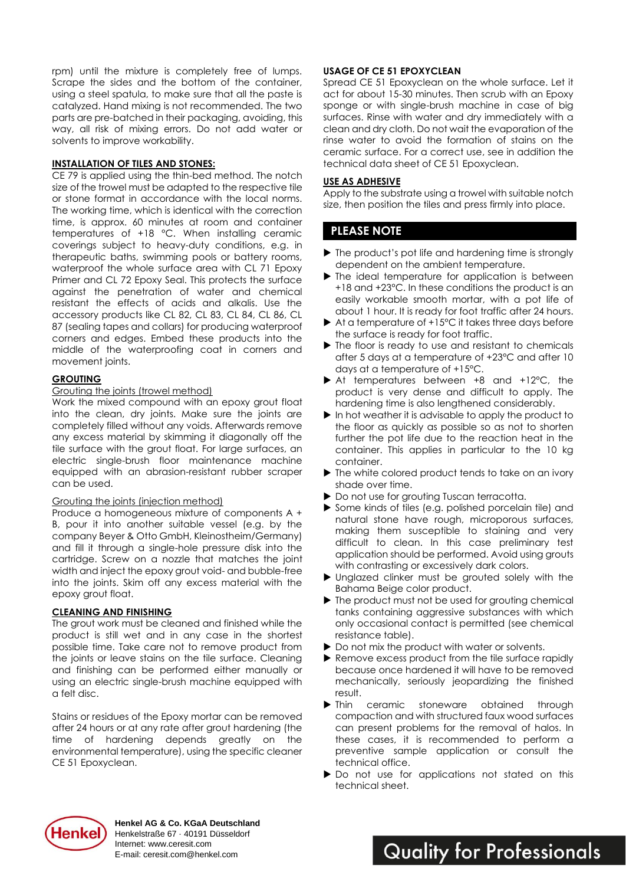rpm) until the mixture is completely free of lumps. Scrape the sides and the bottom of the container, using a steel spatula, to make sure that all the paste is catalyzed. Hand mixing is not recommended. The two parts are pre-batched in their packaging, avoiding, this way, all risk of mixing errors. Do not add water or solvents to improve workability.

## INSTALLATION OF TILES AND STONES:

CE 79 is applied using the thin-bed method. The notch size of the trowel must be adapted to the respective tile or stone format in accordance with the local norms. The working time, which is identical with the correction time, is approx. 60 minutes at room and container temperatures of +18 °C. When installing ceramic coverings subject to heavy-duty conditions, e.g. in therapeutic baths, swimming pools or battery rooms, waterproof the whole surface area with CL 71 Epoxy Primer and CL 72 Epoxy Seal. This protects the surface against the penetration of water and chemical resistant the effects of acids and alkalis. Use the accessory products like CL 82, CL 83, CL 84, CL 86, CL 87 (sealing tapes and collars) for producing waterproof corners and edges. Embed these products into the middle of the waterproofing coat in corners and movement joints.

## GROUTING

Grouting the joints (trowel method)

Work the mixed compound with an epoxy grout float into the clean, dry joints. Make sure the joints are completely filled without any voids. Afterwards remove any excess material by skimming it diagonally off the tile surface with the grout float. For large surfaces, an electric single-brush floor maintenance machine equipped with an abrasion-resistant rubber scraper can be used.

Grouting the joints (injection method)

Produce a homogeneous mixture of components A + B, pour it into another suitable vessel (e.g. by the company Beyer & Otto GmbH, Kleinostheim/Germany) and fill it through a single-hole pressure disk into the cartridge. Screw on a nozzle that matches the joint width and inject the epoxy grout void- and bubble-free into the joints. Skim off any excess material with the epoxy grout float.

## CLEANING AND FINISHING

The grout work must be cleaned and finished while the product is still wet and in any case in the shortest possible time. Take care not to remove product from the joints or leave stains on the tile surface. Cleaning and finishing can be performed either manually or using an electric single-brush machine equipped with a felt disc.

Stains or residues of the Epoxy mortar can be removed after 24 hours or at any rate after grout hardening (the time of hardening depends greatly on the environmental temperature), using the specific cleaner CE 51 Epoxyclean.

## USAGE OF CE 51 EPOXYCLEAN

Spread CE 51 Epoxyclean on the whole surface. Let it act for about 15-30 minutes. Then scrub with an Epoxy sponge or with single-brush machine in case of big surfaces. Rinse with water and dry immediately with a clean and dry cloth. Do not wait the evaporation of the rinse water to avoid the formation of stains on the ceramic surface. For a correct use, see in addition the technical data sheet of CE 51 Epoxyclean.

## USE AS ADHESIVE

Apply to the substrate using a trowel with suitable notch size, then position the tiles and press firmly into place.

## PLEASE NOTE

- The product's pot life and hardening time is strongly dependent on the ambient temperature.
- The ideal temperature for application is between +18 and +23°C. In these conditions the product is an easily workable smooth mortar, with a pot life of about 1 hour. It is ready for foot traffic after 24 hours.
- At a temperature of +15°C it takes three days before the surface is ready for foot traffic.
- The floor is ready to use and resistant to chemicals after 5 days at a temperature of +23°C and after 10 days at a temperature of +15°C.
- At temperatures between +8 and +12°C, the product is very dense and difficult to apply. The hardening time is also lengthened considerably.
- In hot weather it is advisable to apply the product to the floor as quickly as possible so as not to shorten further the pot life due to the reaction heat in the container. This applies in particular to the 10 kg container.
- The white colored product tends to take on an ivory shade over time.
- Do not use for grouting Tuscan terracotta.
- Some kinds of tiles (e.g. polished porcelain tile) and natural stone have rough, microporous surfaces, making them susceptible to staining and very difficult to clean. In this case preliminary test application should be performed. Avoid using grouts with contrasting or excessively dark colors.
- Unglazed clinker must be grouted solely with the Bahama Beige color product.
- The product must not be used for grouting chemical tanks containing aggressive substances with which only occasional contact is permitted (see chemical resistance table).
- Do not mix the product with water or solvents.
- Remove excess product from the tile surface rapidly because once hardened it will have to be removed mechanically, seriously jeopardizing the finished result.
- Thin ceramic stoneware obtained through compaction and with structured faux wood surfaces can present problems for the removal of halos. In these cases, it is recommended to perform a preventive sample application or consult the technical office.
- Do not use for applications not stated on this technical sheet.

**Henkel AG & Co. KGaA Deutschland**
Henkelstraße 67 · 40191 Düsseldorf
Internet: www.ceresit.com
E-mail: ceresit.com@henkel.com

Quality for Professionals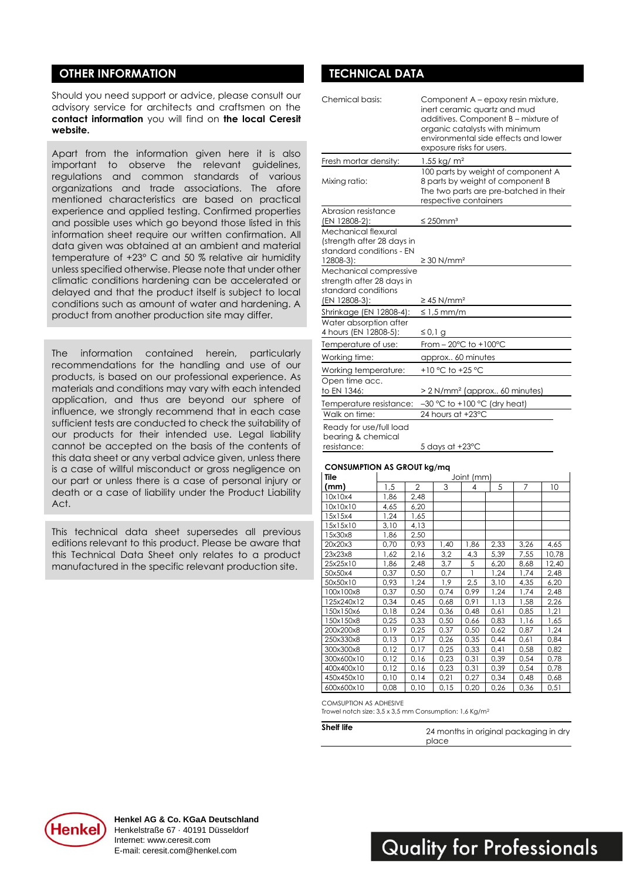## OTHER INFORMATION

Should you need support or advice, please consult our advisory service for architects and craftsmen on the **contact information** you will find on **the local Ceresit website.**

Apart from the information given here it is also important to observe the relevant guidelines, regulations and common standards of various organizations and trade associations. The afore mentioned characteristics are based on practical experience and applied testing. Confirmed properties and possible uses which go beyond those listed in this information sheet require our written confirmation. All data given was obtained at an ambient and material temperature of +23° C and 50 % relative air humidity unless specified otherwise. Please note that under other climatic conditions hardening can be accelerated or delayed and that the product itself is subject to local conditions such as amount of water and hardening. A product from another production site may differ.

The information contained herein, particularly recommendations for the handling and use of our products, is based on our professional experience. As materials and conditions may vary with each intended application, and thus are beyond our sphere of influence, we strongly recommend that in each case sufficient tests are conducted to check the suitability of our products for their intended use. Legal liability cannot be accepted on the basis of the contents of this data sheet or any verbal advice given, unless there is a case of willful misconduct or gross negligence on our part or unless there is a case of personal injury or death or a case of liability under the Product Liability Act.

This technical data sheet supersedes all previous editions relevant to this product. Please be aware that this Technical Data Sheet only relates to a product manufactured in the specific relevant production site.

## TECHNICAL DATA

| | |
|---|---|
| Chemical basis: | Component A – epoxy resin mixture, inert ceramic quartz and mud additives. Component B – mixture of organic catalysts with minimum environmental side effects and lower exposure risks for users. |
| Fresh mortar density: | 1,55 kg/ m² |
| Mixing ratio: | 100 parts by weight of component A<br>8 parts by weight of component B<br>The two parts are pre-batched in their respective containers |
| Abrasion resistance (EN 12808-2): | ≤ 250mm³ |
| Mechanical flexural (strength after 28 days in standard conditions - EN 12808-3): | ≥ 30 N/mm² |
| Mechanical compressive strength after 28 days in standard conditions (EN 12808-3): | ≥ 45 N/mm² |
| Shrinkage (EN 12808-4): | ≤ 1,5 mm/m |
| Water absorption after 4 hours (EN 12808-5): | ≤ 0,1 g |
| Temperature of use: | From – 20°C to +100°C |
| Working time: | approx.. 60 minutes |
| Working temperature: | +10 °C to +25 °C |
| Open time acc. to EN 1346: | > 2 N/mm² (approx.. 60 minutes) |
| Temperature resistance: | –30 °C to +100 °C (dry heat) |
| Walk on time: | 24 hours at +23°C |
| Ready for use/full load bearing & chemical resistance: | 5 days at +23°C |

**CONSUMPTION AS GROUT kg/mq**

| Tile (mm) | Joint (mm) | | | | | | |
|---|---|---|---|---|---|---|---|
| | 1,5 | 2 | 3 | 4 | 5 | 7 | 10 |
| 10x10x4 | 1,86 | 2,48 | | | | | |
| 10x10x10 | 4,65 | 6,20 | | | | | |
| 15x15x4 | 1,24 | 1,65 | | | | | |
| 15x15x10 | 3,10 | 4,13 | | | | | |
| 15x30x8 | 1,86 | 2,50 | | | | | |
| 20x20x3 | 0,70 | 0,93 | 1,40 | 1,86 | 2,33 | 3,26 | 4,65 |
| 23x23x8 | 1,62 | 2,16 | 3,2 | 4,3 | 5,39 | 7,55 | 10,78 |
| 25x25x10 | 1,86 | 2,48 | 3,7 | 5 | 6,20 | 8,68 | 12,40 |
| 50x50x4 | 0,37 | 0,50 | 0,7 | 1 | 1,24 | 1,74 | 2,48 |
| 50x50x10 | 0,93 | 1,24 | 1,9 | 2,5 | 3,10 | 4,35 | 6,20 |
| 100x100x8 | 0,37 | 0,50 | 0,74 | 0,99 | 1,24 | 1,74 | 2,48 |
| 125x240x12 | 0,34 | 0,45 | 0,68 | 0,91 | 1,13 | 1,58 | 2,26 |
| 150x150x6 | 0,18 | 0,24 | 0,36 | 0,48 | 0,61 | 0,85 | 1,21 |
| 150x150x8 | 0,25 | 0,33 | 0,50 | 0,66 | 0,83 | 1,16 | 1,65 |
| 200x200x8 | 0,19 | 0,25 | 0,37 | 0,50 | 0,62 | 0,87 | 1,24 |
| 250x330x8 | 0,13 | 0,17 | 0,26 | 0,35 | 0,44 | 0,61 | 0,84 |
| 300x300x8 | 0,12 | 0,17 | 0,25 | 0,33 | 0,41 | 0,58 | 0,82 |
| 300x600x10 | 0,12 | 0,16 | 0,23 | 0,31 | 0,39 | 0,54 | 0,78 |
| 400x400x10 | 0,12 | 0,16 | 0,23 | 0,31 | 0,39 | 0,54 | 0,78 |
| 450x450x10 | 0,10 | 0,14 | 0,21 | 0,27 | 0,34 | 0,48 | 0,68 |
| 600x600x10 | 0,08 | 0,10 | 0,15 | 0,20 | 0,26 | 0,36 | 0,51 |

COMSUPTION AS ADHESIVE
Trowel notch size: 3,5 x 3,5 mm Consumption: 1,6 Kg/m²

| | |
|---|---|
| **Shelf life** | 24 months in original packaging in dry place |

**Henkel AG & Co. KGaA Deutschland**
Henkelstraße 67 · 40191 Düsseldorf
Internet: www.ceresit.com
E-mail: ceresit.com@henkel.com

Quality for Professionals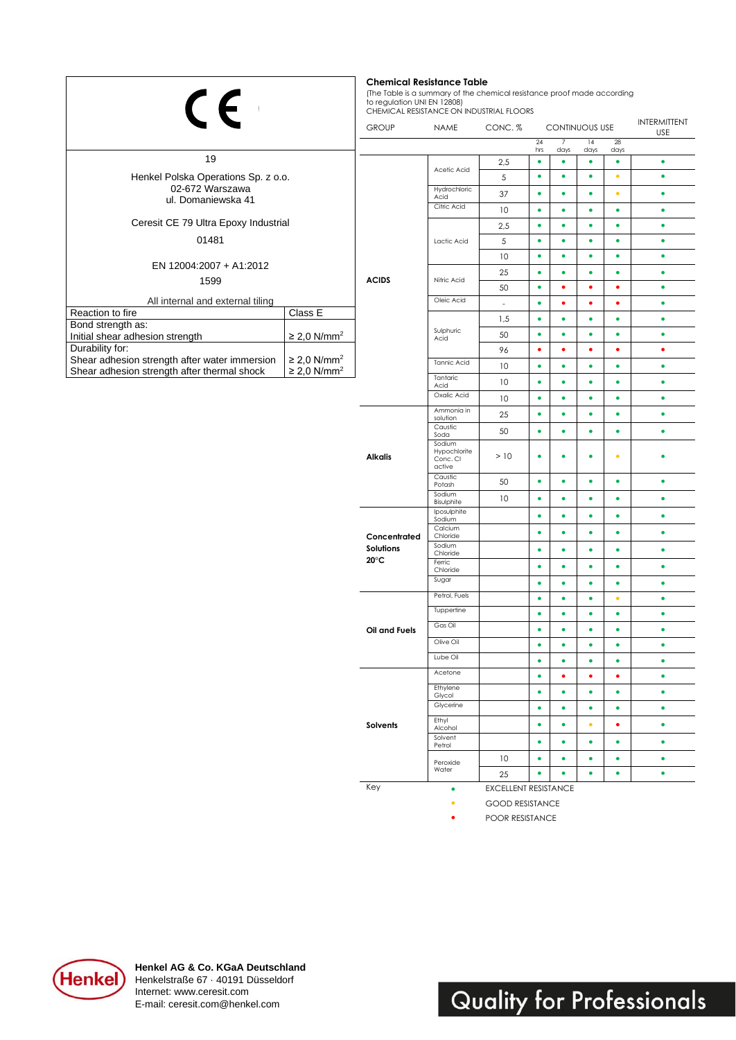CE

| 19 | |
|---|---|
| Henkel Polska Operations Sp. z o.o.<br>02-672 Warszawa<br>ul. Domaniewska 41 | |
| Ceresit CE 79 Ultra Epoxy Industrial | |
| 01481 | |
| EN 12004:2007 + A1:2012 | |
| 1599 | |
| All internal and external tiling | |
| Reaction to fire | Class E |
| Bond strength as:<br>Initial shear adhesion strength | ≥ 2,0 N/mm$^2$ |
| Durability for:<br>Shear adhesion strength after water immersion<br>Shear adhesion strength after thermal shock | ≥ 2,0 N/mm$^2$<br>≥ 2,0 N/mm$^2$ |

### Chemical Resistance Table

(The Table is a summary of the chemical resistance proof made according to regulation UNI EN 12808)
CHEMICAL RESISTANCE ON INDUSTRIAL FLOORS

| GROUP | NAME | CONC. % | CONTINUOUS USE 24 hrs | 7 days | 14 days | 28 days | INTERMITTENT USE |
|---|---|---|---|---|---|---|---|
| ACIDS | Acetic Acid | 2,5 | ● green | ● green | ● green | ● green | ● green |
| | | 5 | ● green | ● green | ● green | ● orange | ● green |
| | Hydrochloric Acid | 37 | ● green | ● green | ● green | ● orange | ● green |
| | Citric Acid | 10 | ● green | ● green | ● green | ● green | ● green |
| | Lactic Acid | 2,5 | ● green | ● green | ● green | ● green | ● green |
| | | 5 | ● green | ● green | ● green | ● green | ● green |
| | | 10 | ● green | ● green | ● green | ● green | ● green |
| | Nitric Acid | 25 | ● green | ● green | ● green | ● green | ● green |
| | | 50 | ● green | ● red | ● red | ● red | ● green |
| | Oleic Acid | - | ● green | ● red | ● red | ● red | ● green |
| | Sulphuric Acid | 1,5 | ● green | ● green | ● green | ● green | ● green |
| | | 50 | ● green | ● green | ● green | ● green | ● green |
| | | 96 | ● red | ● red | ● red | ● red | ● red |
| | Tannic Acid | 10 | ● green | ● green | ● green | ● green | ● green |
| | Tartaric Acid | 10 | ● green | ● green | ● green | ● green | ● green |
| | Oxalic Acid | 10 | ● green | ● green | ● green | ● green | ● green |
| Alkalis | Ammonia in solution | 25 | ● green | ● green | ● green | ● green | ● green |
| | Caustic Soda | 50 | ● green | ● green | ● green | ● green | ● green |
| | Sodium Hypochlorite Conc. Cl active | > 10 | ● green | ● green | ● green | ● orange | ● green |
| | Caustic Potash | 50 | ● green | ● green | ● green | ● green | ● green |
| | Sodium Bisulphite | 10 | ● green | ● green | ● green | ● green | ● green |
| Concentrated Solutions 20°C | Iposulphite Sodium | | ● green | ● green | ● green | ● green | ● green |
| | Calcium Chloride | | ● green | ● green | ● green | ● green | ● green |
| | Sodium Chloride | | ● green | ● green | ● green | ● green | ● green |
| | Ferric Chloride | | ● green | ● green | ● green | ● green | ● green |
| | Sugar | | ● green | ● green | ● green | ● green | ● green |
| Oil and Fuels | Petrol, Fuels | | ● green | ● green | ● green | ● orange | ● green |
| | Tuppertine | | ● green | ● green | ● green | ● green | ● green |
| | Gas Oil | | ● green | ● green | ● green | ● green | ● green |
| | Olive Oil | | ● green | ● green | ● green | ● green | ● green |
| | Lube Oil | | ● green | ● green | ● green | ● green | ● green |
| Solvents | Acetone | | ● green | ● red | ● red | ● red | ● green |
| | Ethylene Glycol | | ● green | ● green | ● green | ● green | ● green |
| | Glycerine | | ● green | ● green | ● green | ● green | ● green |
| | Ethyl Alcohol | | ● green | ● green | ● orange | ● red | ● green |
| | Solvent Petrol | | ● green | ● green | ● green | ● green | ● green |
| | Peroxide Water | 10 | ● green | ● green | ● green | ● green | ● green |
| | | 25 | ● green | ● green | ● green | ● green | ● green |

Key
- ● (green) EXCELLENT RESISTANCE
- ● (orange) GOOD RESISTANCE
- ● (red) POOR RESISTANCE

**Henkel AG & Co. KGaA Deutschland**
Henkelstraße 67 · 40191 Düsseldorf
Internet: www.ceresit.com
E-mail: ceresit.com@henkel.com

Quality for Professionals